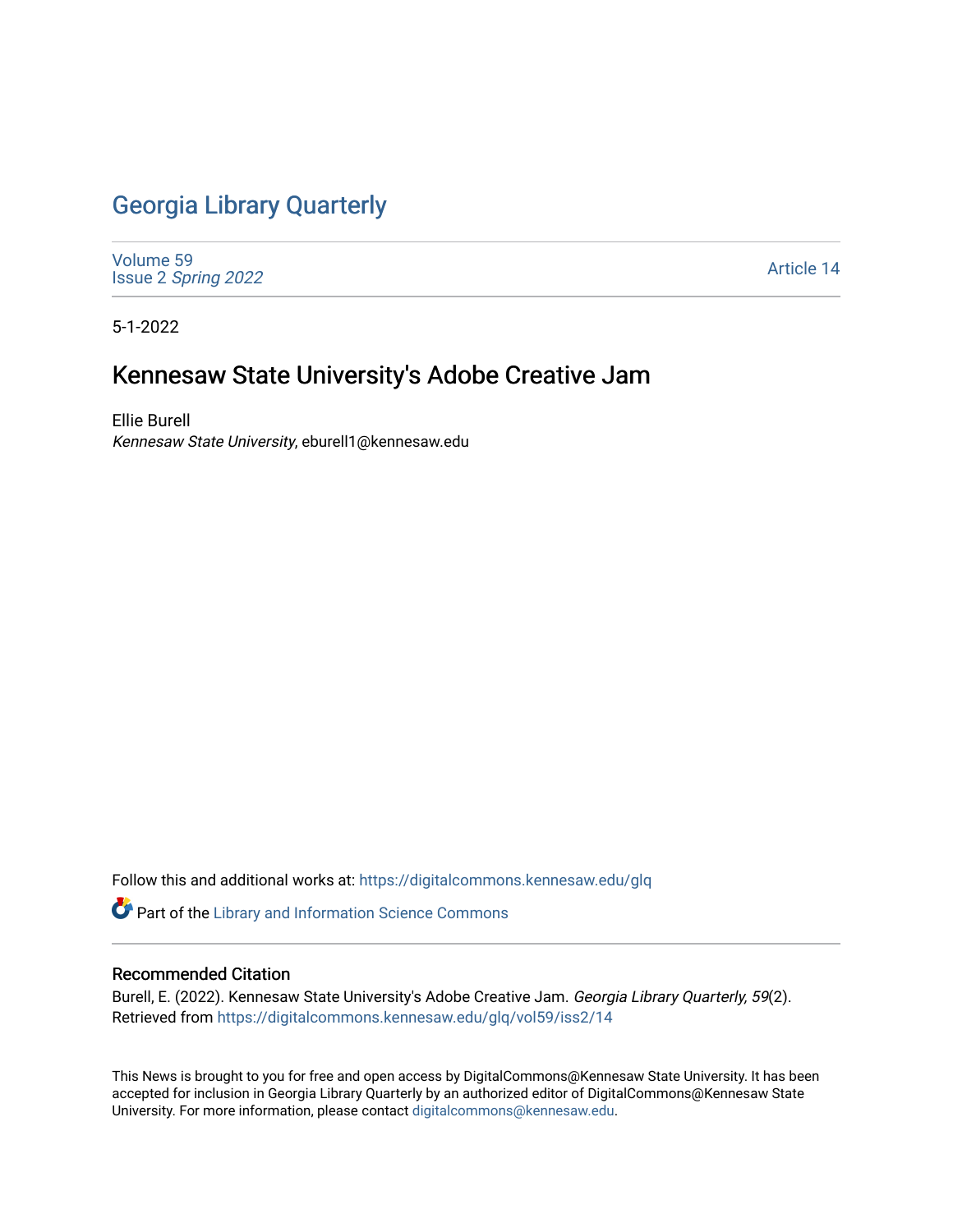# Georgia Library Quarterly

Volume 59
Issue 2 *Spring 2022*

Article 14

5-1-2022

## Kennesaw State University's Adobe Creative Jam

Ellie Burell
*Kennesaw State University*, eburell1@kennesaw.edu

Follow this and additional works at: https://digitalcommons.kennesaw.edu/glq

Part of the Library and Information Science Commons

### Recommended Citation

Burell, E. (2022). Kennesaw State University's Adobe Creative Jam. *Georgia Library Quarterly, 59*(2). Retrieved from https://digitalcommons.kennesaw.edu/glq/vol59/iss2/14

This News is brought to you for free and open access by DigitalCommons@Kennesaw State University. It has been accepted for inclusion in Georgia Library Quarterly by an authorized editor of DigitalCommons@Kennesaw State University. For more information, please contact digitalcommons@kennesaw.edu.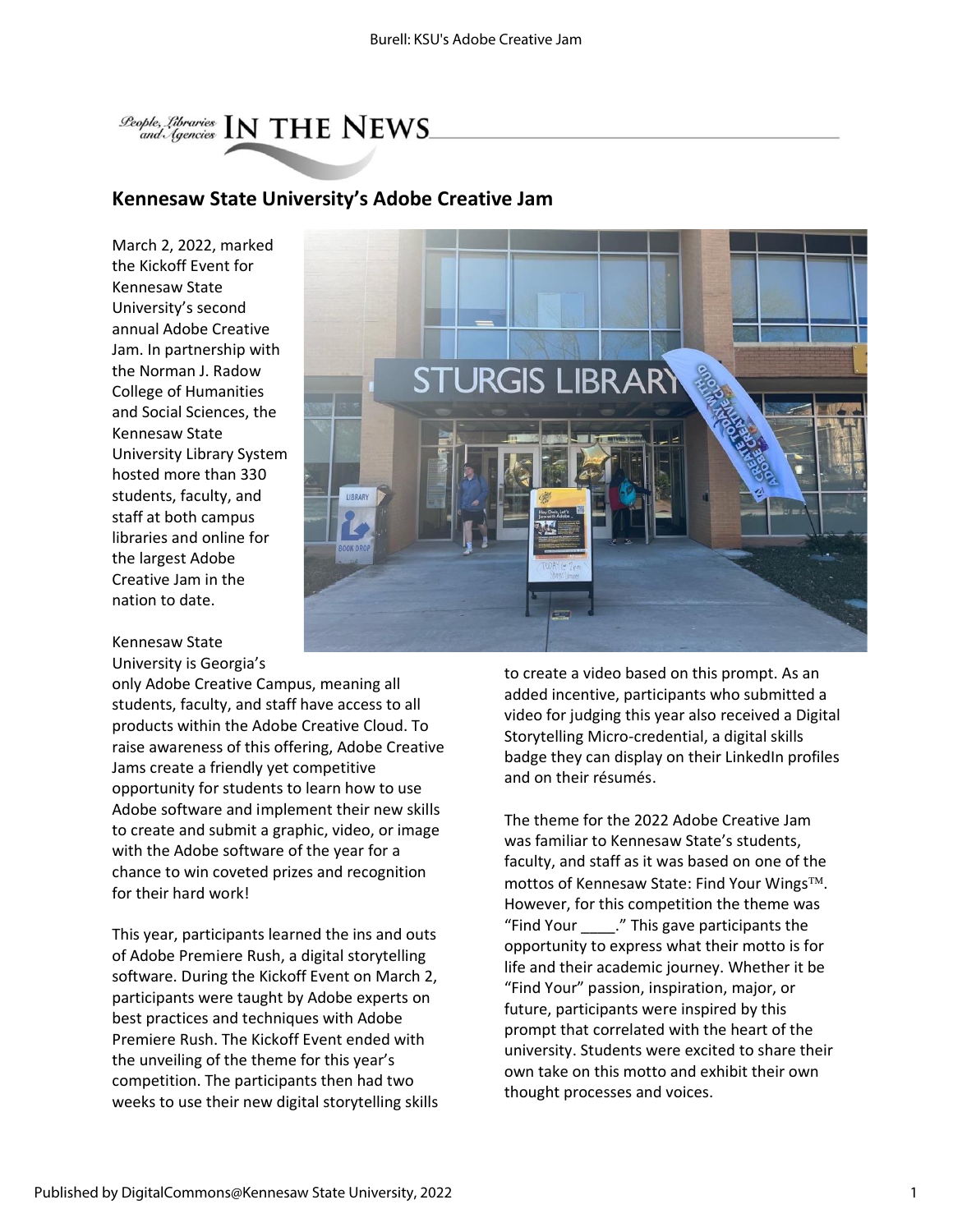# Kennesaw State University's Adobe Creative Jam

March 2, 2022, marked the Kickoff Event for Kennesaw State University's second annual Adobe Creative Jam. In partnership with the Norman J. Radow College of Humanities and Social Sciences, the Kennesaw State University Library System hosted more than 330 students, faculty, and staff at both campus libraries and online for the largest Adobe Creative Jam in the nation to date.

Kennesaw State University is Georgia's only Adobe Creative Campus, meaning all students, faculty, and staff have access to all products within the Adobe Creative Cloud. To raise awareness of this offering, Adobe Creative Jams create a friendly yet competitive opportunity for students to learn how to use Adobe software and implement their new skills to create and submit a graphic, video, or image with the Adobe software of the year for a chance to win coveted prizes and recognition for their hard work!

This year, participants learned the ins and outs of Adobe Premiere Rush, a digital storytelling software. During the Kickoff Event on March 2, participants were taught by Adobe experts on best practices and techniques with Adobe Premiere Rush. The Kickoff Event ended with the unveiling of the theme for this year's competition. The participants then had two weeks to use their new digital storytelling skills to create a video based on this prompt. As an added incentive, participants who submitted a video for judging this year also received a Digital Storytelling Micro-credential, a digital skills badge they can display on their LinkedIn profiles and on their résumés.

The theme for the 2022 Adobe Creative Jam was familiar to Kennesaw State's students, faculty, and staff as it was based on one of the mottos of Kennesaw State: Find Your Wings™. However, for this competition the theme was "Find Your ____." This gave participants the opportunity to express what their motto is for life and their academic journey. Whether it be "Find Your" passion, inspiration, major, or future, participants were inspired by this prompt that correlated with the heart of the university. Students were excited to share their own take on this motto and exhibit their own thought processes and voices.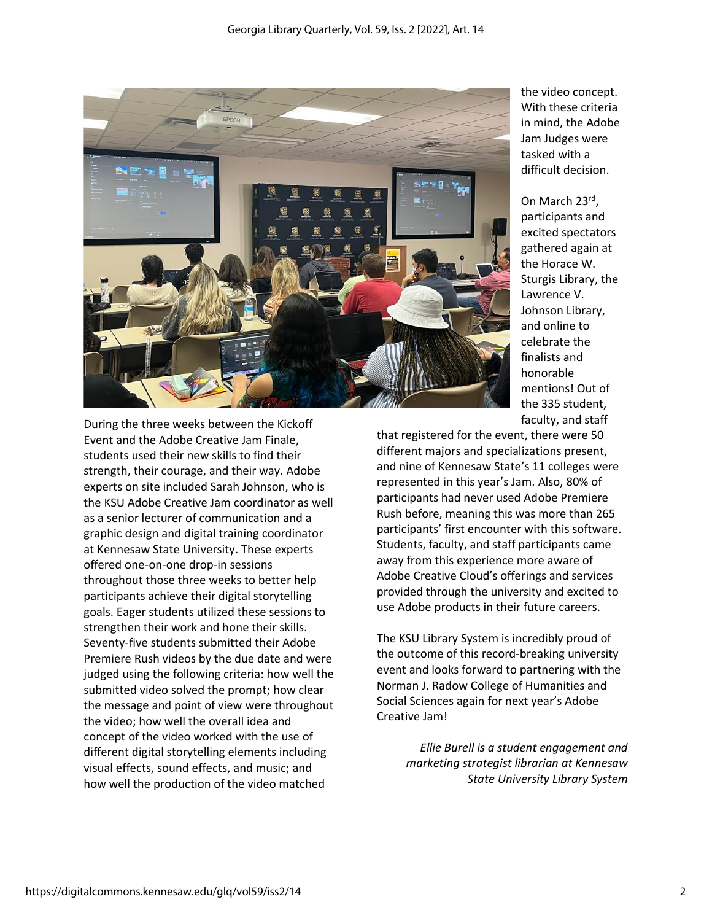During the three weeks between the Kickoff Event and the Adobe Creative Jam Finale, students used their new skills to find their strength, their courage, and their way. Adobe experts on site included Sarah Johnson, who is the KSU Adobe Creative Jam coordinator as well as a senior lecturer of communication and a graphic design and digital training coordinator at Kennesaw State University. These experts offered one-on-one drop-in sessions throughout those three weeks to better help participants achieve their digital storytelling goals. Eager students utilized these sessions to strengthen their work and hone their skills. Seventy-five students submitted their Adobe Premiere Rush videos by the due date and were judged using the following criteria: how well the submitted video solved the prompt; how clear the message and point of view were throughout the video; how well the overall idea and concept of the video worked with the use of different digital storytelling elements including visual effects, sound effects, and music; and how well the production of the video matched the video concept. With these criteria in mind, the Adobe Jam Judges were tasked with a difficult decision.

On March 23rd, participants and excited spectators gathered again at the Horace W. Sturgis Library, the Lawrence V. Johnson Library, and online to celebrate the finalists and honorable mentions! Out of the 335 student, faculty, and staff that registered for the event, there were 50 different majors and specializations present, and nine of Kennesaw State's 11 colleges were represented in this year's Jam. Also, 80% of participants had never used Adobe Premiere Rush before, meaning this was more than 265 participants' first encounter with this software. Students, faculty, and staff participants came away from this experience more aware of Adobe Creative Cloud's offerings and services provided through the university and excited to use Adobe products in their future careers.

The KSU Library System is incredibly proud of the outcome of this record-breaking university event and looks forward to partnering with the Norman J. Radow College of Humanities and Social Sciences again for next year's Adobe Creative Jam!

*Ellie Burell is a student engagement and marketing strategist librarian at Kennesaw State University Library System*